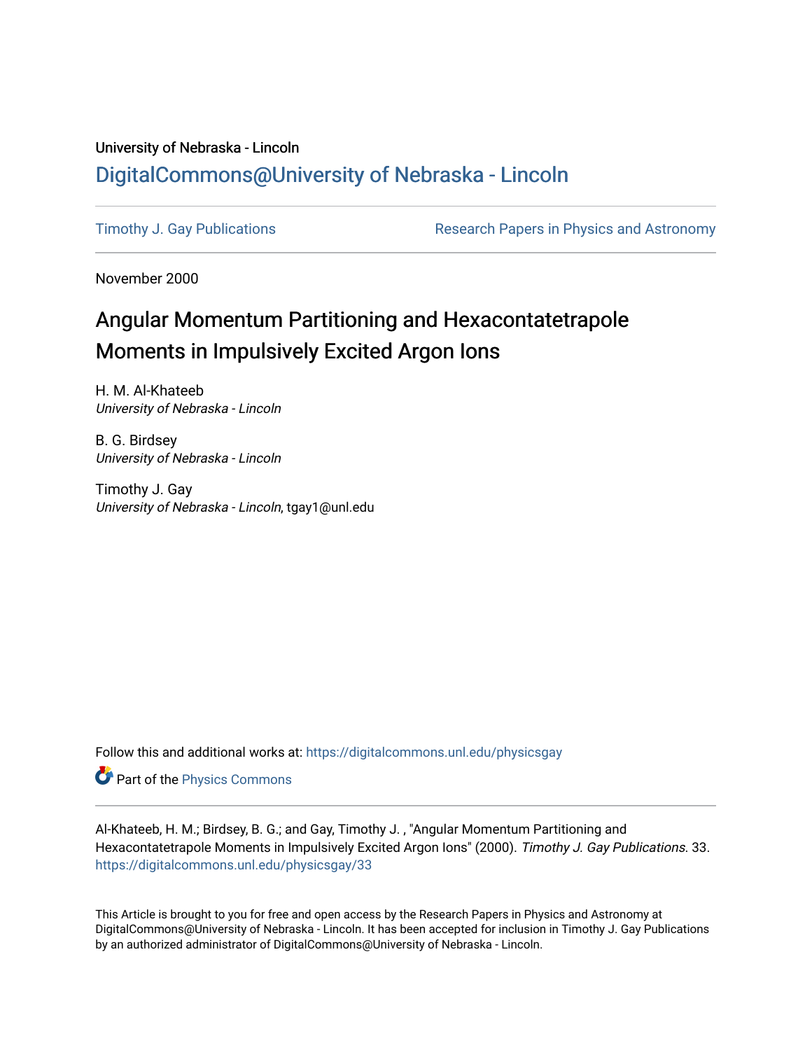University of Nebraska - Lincoln

## DigitalCommons@University of Nebraska - Lincoln

Timothy J. Gay Publications

Research Papers in Physics and Astronomy

November 2000

# Angular Momentum Partitioning and Hexacontatetrapole Moments in Impulsively Excited Argon Ions

H. M. Al-Khateeb
*University of Nebraska - Lincoln*

B. G. Birdsey
*University of Nebraska - Lincoln*

Timothy J. Gay
*University of Nebraska - Lincoln*, tgay1@unl.edu

Follow this and additional works at: https://digitalcommons.unl.edu/physicsgay

Part of the Physics Commons

Al-Khateeb, H. M.; Birdsey, B. G.; and Gay, Timothy J. , "Angular Momentum Partitioning and Hexacontatetrapole Moments in Impulsively Excited Argon Ions" (2000). *Timothy J. Gay Publications*. 33.
https://digitalcommons.unl.edu/physicsgay/33

This Article is brought to you for free and open access by the Research Papers in Physics and Astronomy at DigitalCommons@University of Nebraska - Lincoln. It has been accepted for inclusion in Timothy J. Gay Publications by an authorized administrator of DigitalCommons@University of Nebraska - Lincoln.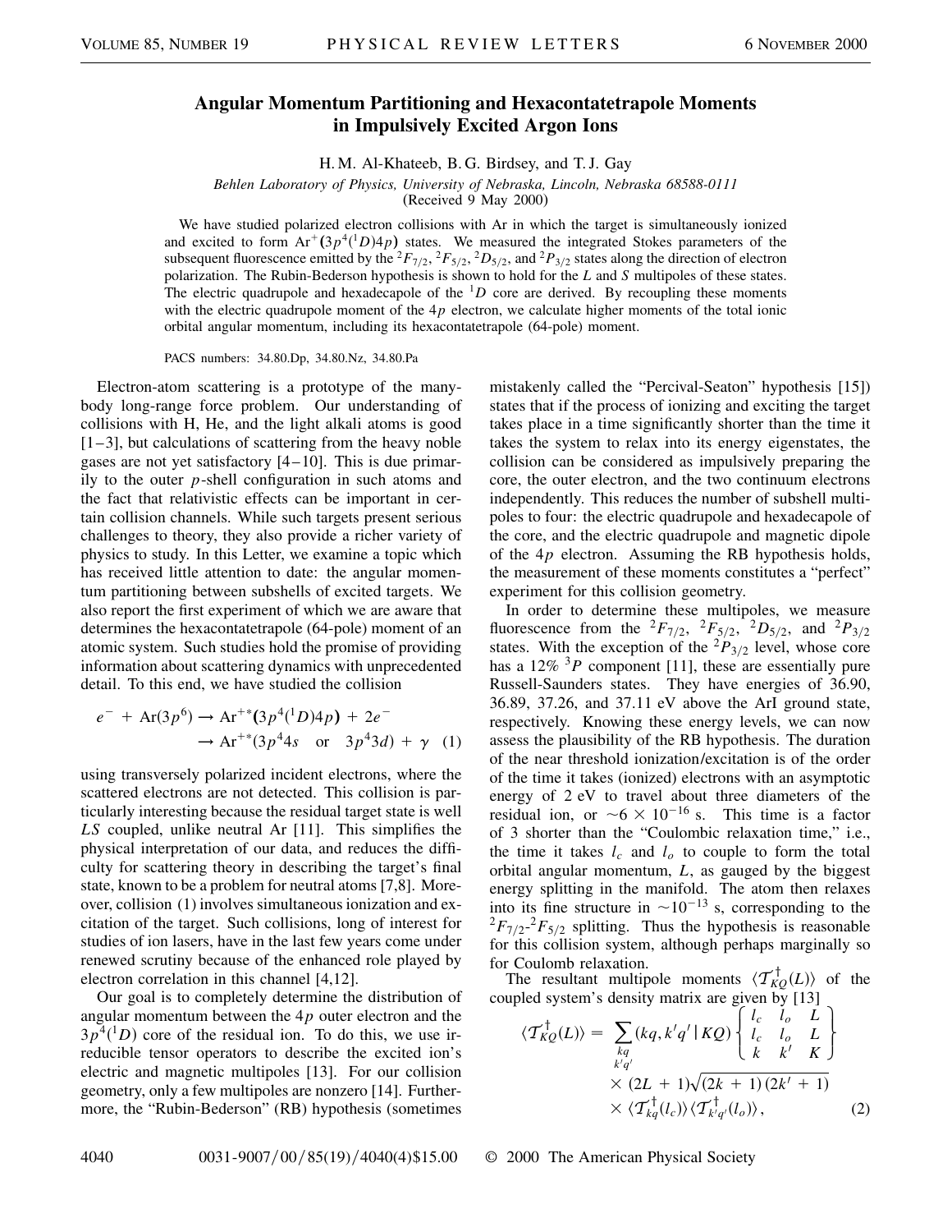# Angular Momentum Partitioning and Hexacontatetrapole Moments in Impulsively Excited Argon Ions

H. M. Al-Khateeb, B. G. Birdsey, and T. J. Gay

*Behlen Laboratory of Physics, University of Nebraska, Lincoln, Nebraska 68588-0111*

(Received 9 May 2000)

We have studied polarized electron collisions with Ar in which the target is simultaneously ionized and excited to form $Ar^+(3p^4(^1D)4p)$ states. We measured the integrated Stokes parameters of the subsequent fluorescence emitted by the $^2F_{7/2}$, $^2F_{5/2}$, $^2D_{5/2}$, and $^2P_{3/2}$ states along the direction of electron polarization. The Rubin-Bederson hypothesis is shown to hold for the $L$ and $S$ multipoles of these states. The electric quadrupole and hexadecapole of the $^1D$ core are derived. By recoupling these moments with the electric quadrupole moment of the $4p$ electron, we calculate higher moments of the total ionic orbital angular momentum, including its hexacontatetrapole (64-pole) moment.

PACS numbers: 34.80.Dp, 34.80.Nz, 34.80.Pa

Electron-atom scattering is a prototype of the many-body long-range force problem. Our understanding of collisions with H, He, and the light alkali atoms is good [1–3], but calculations of scattering from the heavy noble gases are not yet satisfactory [4–10]. This is due primarily to the outer $p$-shell configuration in such atoms and the fact that relativistic effects can be important in certain collision channels. While such targets present serious challenges to theory, they also provide a richer variety of physics to study. In this Letter, we examine a topic which has received little attention to date: the angular momentum partitioning between subshells of excited targets. We also report the first experiment of which we are aware that determines the hexacontatetrapole (64-pole) moment of an atomic system. Such studies hold the promise of providing information about scattering dynamics with unprecedented detail. To this end, we have studied the collision

$$
\begin{aligned}
e^- + \mathrm{Ar}(3p^6) &\rightarrow \mathrm{Ar}^{+*}(3p^4(^1D)4p) + 2e^- \\
&\rightarrow \mathrm{Ar}^{+*}(3p^4 4s \quad \text{or} \quad 3p^4 3d) + \gamma \quad (1)
\end{aligned}
$$

using transversely polarized incident electrons, where the scattered electrons are not detected. This collision is particularly interesting because the residual target state is well $LS$ coupled, unlike neutral Ar [11]. This simplifies the physical interpretation of our data, and reduces the difficulty for scattering theory in describing the target's final state, known to be a problem for neutral atoms [7,8]. Moreover, collision (1) involves simultaneous ionization and excitation of the target. Such collisions, long of interest for studies of ion lasers, have in the last few years come under renewed scrutiny because of the enhanced role played by electron correlation in this channel [4,12].

Our goal is to completely determine the distribution of angular momentum between the $4p$ outer electron and the $3p^4(^1D)$ core of the residual ion. To do this, we use irreducible tensor operators to describe the excited ion's electric and magnetic multipoles [13]. For our collision geometry, only a few multipoles are nonzero [14]. Furthermore, the "Rubin-Bederson" (RB) hypothesis (sometimes mistakenly called the "Percival-Seaton" hypothesis [15]) states that if the process of ionizing and exciting the target takes place in a time significantly shorter than the time it takes the system to relax into its energy eigenstates, the collision can be considered as impulsively preparing the core, the outer electron, and the two continuum electrons independently. This reduces the number of subshell multipoles to four: the electric quadrupole and hexadecapole of the core, and the electric quadrupole and magnetic dipole of the $4p$ electron. Assuming the RB hypothesis holds, the measurement of these moments constitutes a "perfect" experiment for this collision geometry.

In order to determine these multipoles, we measure fluorescence from the $^2F_{7/2}$, $^2F_{5/2}$, $^2D_{5/2}$, and $^2P_{3/2}$ states. With the exception of the $^2P_{3/2}$ level, whose core has a 12% $^3P$ component [11], these are essentially pure Russell-Saunders states. They have energies of 36.90, 36.89, 37.26, and 37.11 eV above the ArI ground state, respectively. Knowing these energy levels, we can now assess the plausibility of the RB hypothesis. The duration of the near threshold ionization/excitation is of the order of the time it takes (ionized) electrons with an asymptotic energy of 2 eV to travel about three diameters of the residual ion, or $\sim 6 \times 10^{-16}$ s. This time is a factor of 3 shorter than the "Coulombic relaxation time," i.e., the time it takes $l_c$ and $l_o$ to couple to form the total orbital angular momentum, $L$, as gauged by the biggest energy splitting in the manifold. The atom then relaxes into its fine structure in $\sim 10^{-13}$ s, corresponding to the $^2F_{7/2}$-$^2F_{5/2}$ splitting. Thus the hypothesis is reasonable for this collision system, although perhaps marginally so for Coulomb relaxation.

The resultant multipole moments $\langle \mathcal{T}^\dagger_{KQ}(L) \rangle$ of the coupled system's density matrix are given by [13]

$$
\begin{aligned}
\langle \mathcal{T}^\dagger_{KQ}(L) \rangle = \sum_{\substack{kq \\ k'q'}} (kq, k'q' \,|\, KQ) \begin{Bmatrix} l_c & l_o & L \\ l_c & l_o & L \\ k & k' & K \end{Bmatrix} \\
\times (2L+1)\sqrt{(2k+1)(2k'+1)} \\
\times \langle \mathcal{T}^\dagger_{kq}(l_c) \rangle \langle \mathcal{T}^\dagger_{k'q'}(l_o) \rangle , \qquad (2)
\end{aligned}
$$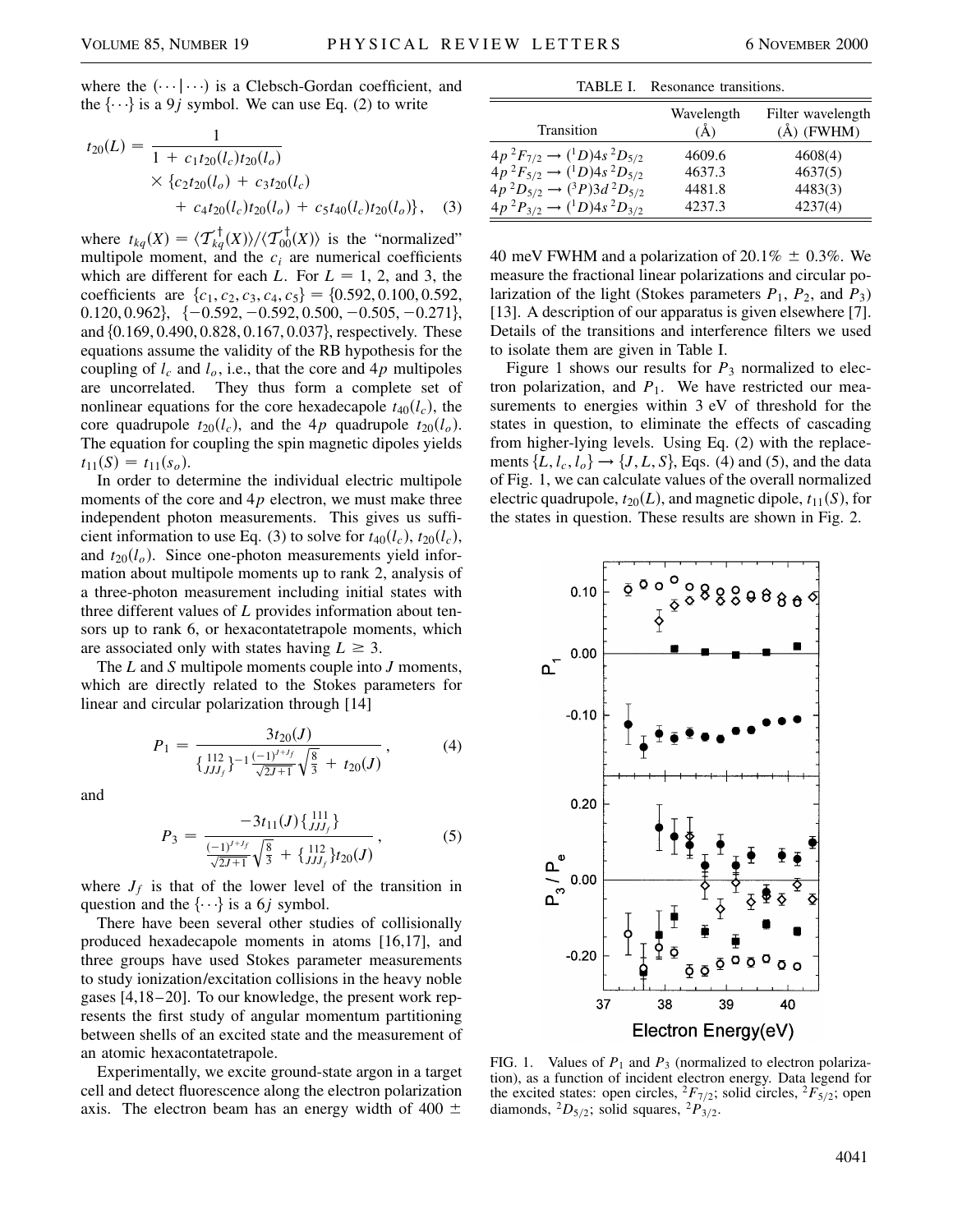where the $(\cdots|\cdots)$ is a Clebsch-Gordan coefficient, and the $\{\cdots\}$ is a $9j$ symbol. We can use Eq. (2) to write

$$t_{20}(L) = \frac{1}{1 + c_1 t_{20}(l_c) t_{20}(l_o)} \times \{c_2 t_{20}(l_o) + c_3 t_{20}(l_c) + c_4 t_{20}(l_c) t_{20}(l_o) + c_5 t_{40}(l_c) t_{20}(l_o)\}, \quad (3)$$

where $t_{kq}(X) = \langle \mathcal{T}^\dagger_{kq}(X) \rangle / \langle \mathcal{T}^\dagger_{00}(X) \rangle$ is the "normalized" multipole moment, and the $c_i$ are numerical coefficients which are different for each $L$. For $L = 1$, 2, and 3, the coefficients are $\{c_1, c_2, c_3, c_4, c_5\} = \{0.592, 0.100, 0.592, 0.120, 0.962\}$, $\{-0.592, -0.592, 0.500, -0.505, -0.271\}$, and $\{0.169, 0.490, 0.828, 0.167, 0.037\}$, respectively. These equations assume the validity of the RB hypothesis for the coupling of $l_c$ and $l_o$, i.e., that the core and $4p$ multipoles are uncorrelated. They thus form a complete set of nonlinear equations for the core hexadecapole $t_{40}(l_c)$, the core quadrupole $t_{20}(l_c)$, and the $4p$ quadrupole $t_{20}(l_o)$. The equation for coupling the spin magnetic dipoles yields $t_{11}(S) = t_{11}(s_o)$.

In order to determine the individual electric multipole moments of the core and $4p$ electron, we must make three independent photon measurements. This gives us sufficient information to use Eq. (3) to solve for $t_{40}(l_c)$, $t_{20}(l_c)$, and $t_{20}(l_o)$. Since one-photon measurements yield information about multipole moments up to rank 2, analysis of a three-photon measurement including initial states with three different values of $L$ provides information about tensors up to rank 6, or hexacontatetrapole moments, which are associated only with states having $L \geq 3$.

The $L$ and $S$ multipole moments couple into $J$ moments, which are directly related to the Stokes parameters for linear and circular polarization through [14]

$$P_1 = \frac{3t_{20}(J)}{\left\{ {}^{112}_{JJJ_f} \right\}^{-1} \frac{(-1)^{J+J_f}}{\sqrt{2J+1}} \sqrt{\frac{8}{3}} + t_{20}(J)}, \quad (4)$$

and

$$P_3 = \frac{-3t_{11}(J) \left\{ {}^{111}_{JJJ_f} \right\}}{\frac{(-1)^{J+J_f}}{\sqrt{2J+1}} \sqrt{\frac{8}{3}} + \left\{ {}^{112}_{JJJ_f} \right\} t_{20}(J)}, \quad (5)$$

where $J_f$ is that of the lower level of the transition in question and the $\{\cdots\}$ is a $6j$ symbol.

There have been several other studies of collisionally produced hexadecapole moments in atoms [16,17], and three groups have used Stokes parameter measurements to study ionization/excitation collisions in the heavy noble gases [4,18–20]. To our knowledge, the present work represents the first study of angular momentum partitioning between shells of an excited state and the measurement of an atomic hexacontatetrapole.

Experimentally, we excite ground-state argon in a target cell and detect fluorescence along the electron polarization axis. The electron beam has an energy width of 400 ± 40 meV FWHM and a polarization of 20.1% ± 0.3%. We measure the fractional linear polarizations and circular polarization of the light (Stokes parameters $P_1$, $P_2$, and $P_3$) [13]. A description of our apparatus is given elsewhere [7]. Details of the transitions and interference filters we used to isolate them are given in Table I.

TABLE I. Resonance transitions.

| Transition | Wavelength (Å) | Filter wavelength (Å) (FWHM) |
|---|---|---|
| $4p\,^2F_{7/2} \rightarrow (^1D)4s\,^2D_{5/2}$ | 4609.6 | 4608(4) |
| $4p\,^2F_{5/2} \rightarrow (^1D)4s\,^2D_{5/2}$ | 4637.3 | 4637(5) |
| $4p\,^2D_{5/2} \rightarrow (^3P)3d\,^2D_{5/2}$ | 4481.8 | 4483(3) |
| $4p\,^2P_{3/2} \rightarrow (^1D)4s\,^2D_{3/2}$ | 4237.3 | 4237(4) |

Figure 1 shows our results for $P_3$ normalized to electron polarization, and $P_1$. We have restricted our measurements to energies within 3 eV of threshold for the states in question, to eliminate the effects of cascading from higher-lying levels. Using Eq. (2) with the replacements $\{L, l_c, l_o\} \rightarrow \{J, L, S\}$, Eqs. (4) and (5), and the data of Fig. 1, we can calculate values of the overall normalized electric quadrupole, $t_{20}(L)$, and magnetic dipole, $t_{11}(S)$, for the states in question. These results are shown in Fig. 2.

FIG. 1. Values of $P_1$ and $P_3$ (normalized to electron polarization), as a function of incident electron energy. Data legend for the excited states: open circles, $^2F_{7/2}$; solid circles, $^2F_{5/2}$; open diamonds, $^2D_{5/2}$; solid squares, $^2P_{3/2}$.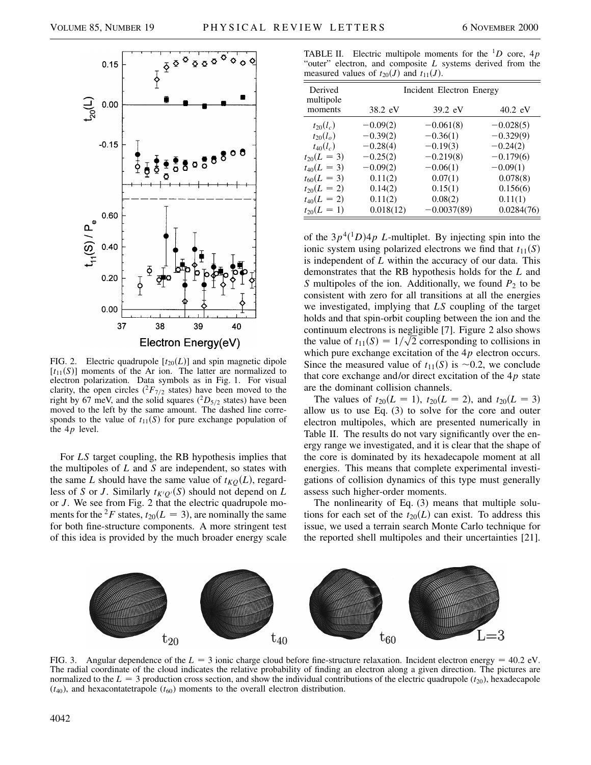FIG. 2. Electric quadrupole [$t_{20}(L)$] and spin magnetic dipole [$t_{11}(S)$] moments of the Ar ion. The latter are normalized to electron polarization. Data symbols as in Fig. 1. For visual clarity, the open circles ($^2F_{7/2}$ states) have been moved to the right by 67 meV, and the solid squares ($^2D_{5/2}$ states) have been moved to the left by the same amount. The dashed line corresponds to the value of $t_{11}(S)$ for pure exchange population of the $4p$ level.

For $LS$ target coupling, the RB hypothesis implies that the multipoles of $L$ and $S$ are independent, so states with the same $L$ should have the same value of $t_{KQ}(L)$, regardless of $S$ or $J$. Similarly $t_{K'Q'}(S)$ should not depend on $L$ or $J$. We see from Fig. 2 that the electric quadrupole moments for the $^2F$ states, $t_{20}(L = 3)$, are nominally the same for both fine-structure components. A more stringent test of this idea is provided by the much broader energy scale

TABLE II. Electric multipole moments for the $^1D$ core, $4p$ "outer" electron, and composite $L$ systems derived from the measured values of $t_{20}(J)$ and $t_{11}(J)$.

| Derived multipole moments | Incident Electron Energy | | |
|---|---|---|---|
| | 38.2 eV | 39.2 eV | 40.2 eV |
| $t_{20}(l_c)$ | −0.09(2) | −0.061(8) | −0.028(5) |
| $t_{20}(l_o)$ | −0.39(2) | −0.36(1) | −0.329(9) |
| $t_{40}(l_c)$ | −0.28(4) | −0.19(3) | −0.24(2) |
| $t_{20}(L = 3)$ | −0.25(2) | −0.219(8) | −0.179(6) |
| $t_{40}(L = 3)$ | −0.09(2) | −0.06(1) | −0.09(1) |
| $t_{60}(L = 3)$ | 0.11(2) | 0.07(1) | 0.078(8) |
| $t_{20}(L = 2)$ | 0.14(2) | 0.15(1) | 0.156(6) |
| $t_{40}(L = 2)$ | 0.11(2) | 0.08(2) | 0.11(1) |
| $t_{20}(L = 1)$ | 0.018(12) | −0.0037(89) | 0.0284(76) |

of the $3p^4(^1D)4p$ $L$-multiplet. By injecting spin into the ionic system using polarized electrons we find that $t_{11}(S)$ is independent of $L$ within the accuracy of our data. This demonstrates that the RB hypothesis holds for the $L$ and $S$ multipoles of the ion. Additionally, we found $P_2$ to be consistent with zero for all transitions at all the energies we investigated, implying that $LS$ coupling of the target holds and that spin-orbit coupling between the ion and the continuum electrons is negligible [7]. Figure 2 also shows the value of $t_{11}(S) = 1/\sqrt{2}$ corresponding to collisions in which pure exchange excitation of the $4p$ electron occurs. Since the measured value of $t_{11}(S)$ is $\sim$0.2, we conclude that core exchange and/or direct excitation of the $4p$ state are the dominant collision channels.

The values of $t_{20}(L = 1)$, $t_{20}(L = 2)$, and $t_{20}(L = 3)$ allow us to use Eq. (3) to solve for the core and outer electron multipoles, which are presented numerically in Table II. The results do not vary significantly over the energy range we investigated, and it is clear that the shape of the core is dominated by its hexadecapole moment at all energies. This means that complete experimental investigations of collision dynamics of this type must generally assess such higher-order moments.

The nonlinearity of Eq. (3) means that multiple solutions for each set of the $t_{20}(L)$ can exist. To address this issue, we used a terrain search Monte Carlo technique for the reported shell multipoles and their uncertainties [21].

FIG. 3. Angular dependence of the $L = 3$ ionic charge cloud before fine-structure relaxation. Incident electron energy = 40.2 eV. The radial coordinate of the cloud indicates the relative probability of finding an electron along a given direction. The pictures are normalized to the $L = 3$ production cross section, and show the individual contributions of the electric quadrupole ($t_{20}$), hexadecapole ($t_{40}$), and hexacontatetrapole ($t_{60}$) moments to the overall electron distribution.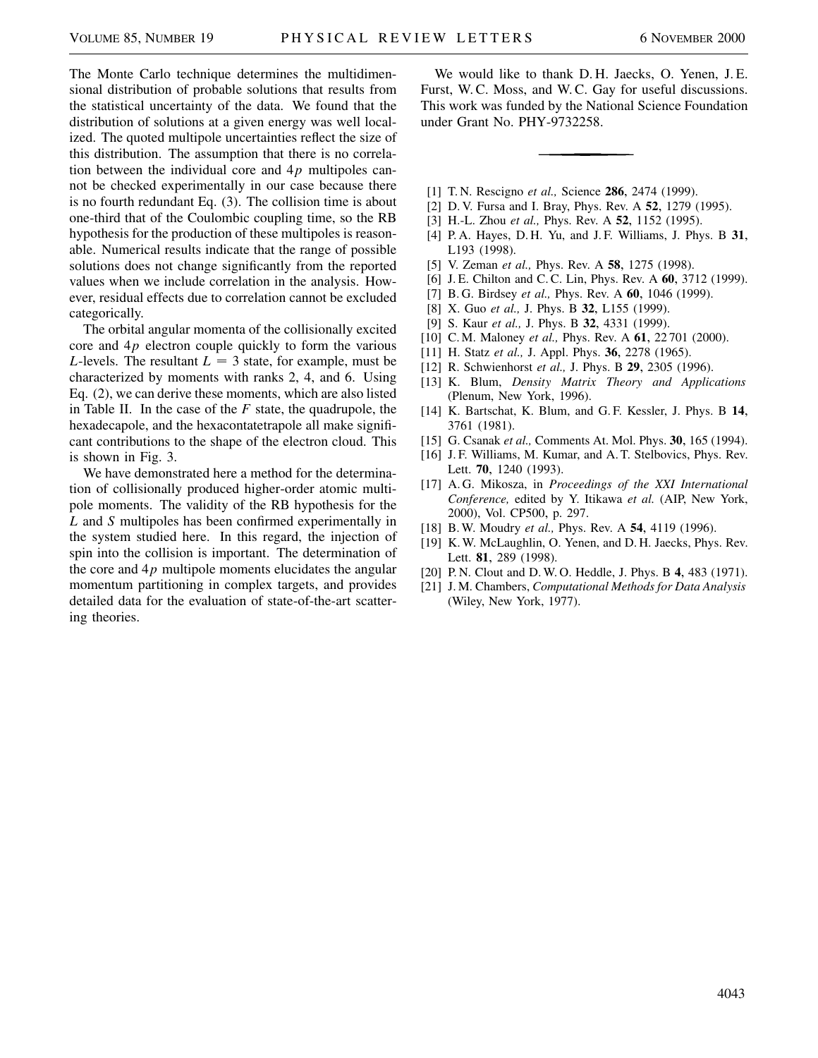The Monte Carlo technique determines the multidimensional distribution of probable solutions that results from the statistical uncertainty of the data. We found that the distribution of solutions at a given energy was well localized. The quoted multipole uncertainties reflect the size of this distribution. The assumption that there is no correlation between the individual core and $4p$ multipoles cannot be checked experimentally in our case because there is no fourth redundant Eq. (3). The collision time is about one-third that of the Coulombic coupling time, so the RB hypothesis for the production of these multipoles is reasonable. Numerical results indicate that the range of possible solutions does not change significantly from the reported values when we include correlation in the analysis. However, residual effects due to correlation cannot be excluded categorically.

The orbital angular momenta of the collisionally excited core and $4p$ electron couple quickly to form the various $L$-levels. The resultant $L = 3$ state, for example, must be characterized by moments with ranks 2, 4, and 6. Using Eq. (2), we can derive these moments, which are also listed in Table II. In the case of the $F$ state, the quadrupole, the hexadecapole, and the hexacontatetrapole all make significant contributions to the shape of the electron cloud. This is shown in Fig. 3.

We have demonstrated here a method for the determination of collisionally produced higher-order atomic multipole moments. The validity of the RB hypothesis for the $L$ and $S$ multipoles has been confirmed experimentally in the system studied here. In this regard, the injection of spin into the collision is important. The determination of the core and $4p$ multipole moments elucidates the angular momentum partitioning in complex targets, and provides detailed data for the evaluation of state-of-the-art scattering theories.

We would like to thank D. H. Jaecks, O. Yenen, J. E. Furst, W. C. Moss, and W. C. Gay for useful discussions. This work was funded by the National Science Foundation under Grant No. PHY-9732258.

---

[1] T. N. Rescigno *et al.,* Science **286**, 2474 (1999).

[2] D. V. Fursa and I. Bray, Phys. Rev. A **52**, 1279 (1995).

[3] H.-L. Zhou *et al.,* Phys. Rev. A **52**, 1152 (1995).

[4] P. A. Hayes, D. H. Yu, and J. F. Williams, J. Phys. B **31**, L193 (1998).

[5] V. Zeman *et al.,* Phys. Rev. A **58**, 1275 (1998).

[6] J. E. Chilton and C. C. Lin, Phys. Rev. A **60**, 3712 (1999).

[7] B. G. Birdsey *et al.,* Phys. Rev. A **60**, 1046 (1999).

[8] X. Guo *et al.,* J. Phys. B **32**, L155 (1999).

[9] S. Kaur *et al.,* J. Phys. B **32**, 4331 (1999).

[10] C. M. Maloney *et al.,* Phys. Rev. A **61**, 22 701 (2000).

[11] H. Statz *et al.,* J. Appl. Phys. **36**, 2278 (1965).

[12] R. Schwienhorst *et al.,* J. Phys. B **29**, 2305 (1996).

[13] K. Blum, *Density Matrix Theory and Applications* (Plenum, New York, 1996).

[14] K. Bartschat, K. Blum, and G. F. Kessler, J. Phys. B **14**, 3761 (1981).

[15] G. Csanak *et al.,* Comments At. Mol. Phys. **30**, 165 (1994).

[16] J. F. Williams, M. Kumar, and A. T. Stelbovics, Phys. Rev. Lett. **70**, 1240 (1993).

[17] A. G. Mikosza, in *Proceedings of the XXI International Conference,* edited by Y. Itikawa *et al.* (AIP, New York, 2000), Vol. CP500, p. 297.

[18] B. W. Moudry *et al.,* Phys. Rev. A **54**, 4119 (1996).

[19] K. W. McLaughlin, O. Yenen, and D. H. Jaecks, Phys. Rev. Lett. **81**, 289 (1998).

[20] P. N. Clout and D. W. O. Heddle, J. Phys. B **4**, 483 (1971).

[21] J. M. Chambers, *Computational Methods for Data Analysis* (Wiley, New York, 1977).